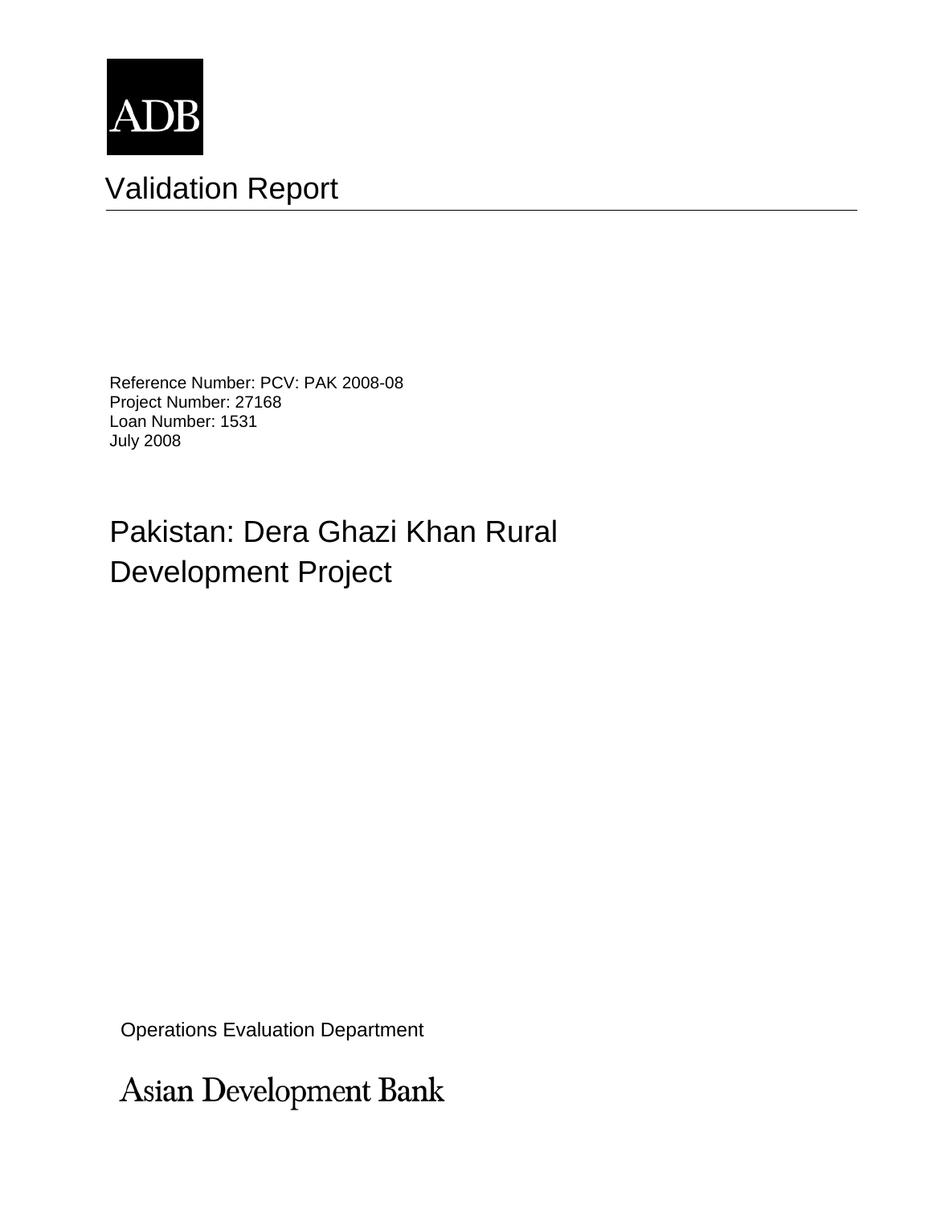ADB

# Validation Report

Reference Number: PCV: PAK 2008-08
Project Number: 27168
Loan Number: 1531
July 2008

## Pakistan: Dera Ghazi Khan Rural Development Project

Operations Evaluation Department

Asian Development Bank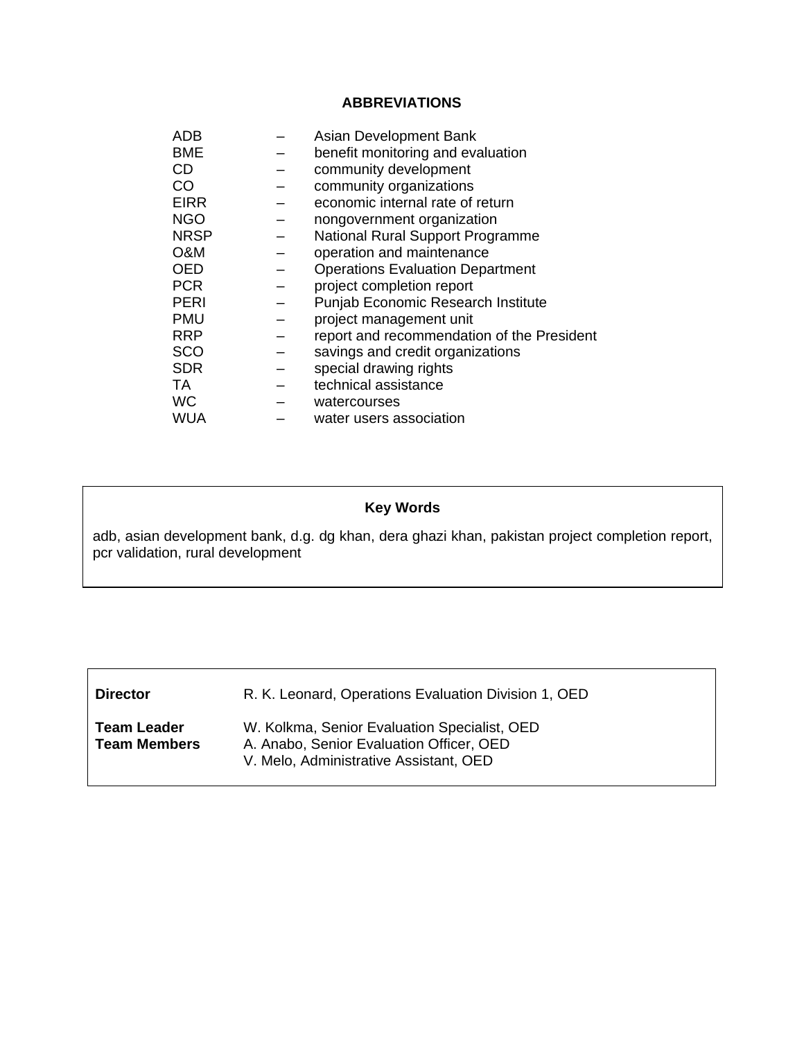## ABBREVIATIONS

| | | |
|---|---|---|
| ADB | – | Asian Development Bank |
| BME | – | benefit monitoring and evaluation |
| CD | – | community development |
| CO | – | community organizations |
| EIRR | – | economic internal rate of return |
| NGO | – | nongovernment organization |
| NRSP | – | National Rural Support Programme |
| O&M | – | operation and maintenance |
| OED | – | Operations Evaluation Department |
| PCR | – | project completion report |
| PERI | – | Punjab Economic Research Institute |
| PMU | – | project management unit |
| RRP | – | report and recommendation of the President |
| SCO | – | savings and credit organizations |
| SDR | – | special drawing rights |
| TA | – | technical assistance |
| WC | – | watercourses |
| WUA | – | water users association |

**Key Words**

adb, asian development bank, d.g. dg khan, dera ghazi khan, pakistan project completion report, pcr validation, rural development

| | |
|---|---|
| **Director** | R. K. Leonard, Operations Evaluation Division 1, OED |
| **Team Leader** | W. Kolkma, Senior Evaluation Specialist, OED |
| **Team Members** | A. Anabo, Senior Evaluation Officer, OED |
| | V. Melo, Administrative Assistant, OED |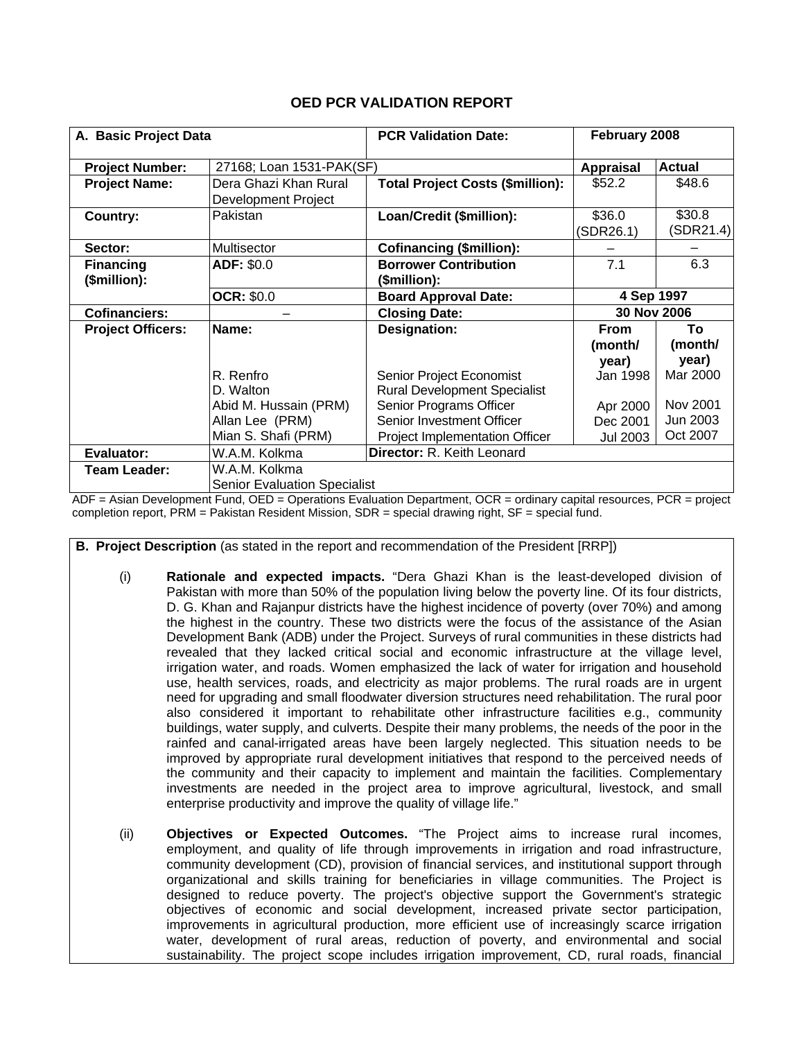# OED PCR VALIDATION REPORT

| **A. Basic Project Data** | | **PCR Validation Date:** | **February 2008** | |
|---|---|---|---|---|
| **Project Number:** | 27168; Loan 1531-PAK(SF) | | **Appraisal** | **Actual** |
| **Project Name:** | Dera Ghazi Khan Rural Development Project | **Total Project Costs ($million):** | $52.2 | $48.6 |
| **Country:** | Pakistan | **Loan/Credit ($million):** | $36.0 (SDR26.1) | $30.8 (SDR21.4) |
| **Sector:** | Multisector | **Cofinancing ($million):** | – | – |
| **Financing ($million):** | **ADF:** $0.0 | **Borrower Contribution ($million):** | 7.1 | 6.3 |
| | **OCR:** $0.0 | **Board Approval Date:** | 4 Sep 1997 | |
| **Cofinanciers:** | – | **Closing Date:** | 30 Nov 2006 | |
| **Project Officers:** | **Name:** | **Designation:** | **From (month/ year)** | **To (month/ year)** |
| | R. Renfro | Senior Project Economist | Jan 1998 | Mar 2000 |
| | D. Walton | Rural Development Specialist | | |
| | Abid M. Hussain (PRM) | Senior Programs Officer | Apr 2000 | Nov 2001 |
| | Allan Lee (PRM) | Senior Investment Officer | Dec 2001 | Jun 2003 |
| | Mian S. Shafi (PRM) | Project Implementation Officer | Jul 2003 | Oct 2007 |
| **Evaluator:** | W.A.M. Kolkma | **Director:** R. Keith Leonard | | |
| **Team Leader:** | W.A.M. Kolkma Senior Evaluation Specialist | | | |

ADF = Asian Development Fund, OED = Operations Evaluation Department, OCR = ordinary capital resources, PCR = project completion report, PRM = Pakistan Resident Mission, SDR = special drawing right, SF = special fund.

**B. Project Description** (as stated in the report and recommendation of the President [RRP])

(i) **Rationale and expected impacts.** "Dera Ghazi Khan is the least-developed division of Pakistan with more than 50% of the population living below the poverty line. Of its four districts, D. G. Khan and Rajanpur districts have the highest incidence of poverty (over 70%) and among the highest in the country. These two districts were the focus of the assistance of the Asian Development Bank (ADB) under the Project. Surveys of rural communities in these districts had revealed that they lacked critical social and economic infrastructure at the village level, irrigation water, and roads. Women emphasized the lack of water for irrigation and household use, health services, roads, and electricity as major problems. The rural roads are in urgent need for upgrading and small floodwater diversion structures need rehabilitation. The rural poor also considered it important to rehabilitate other infrastructure facilities e.g., community buildings, water supply, and culverts. Despite their many problems, the needs of the poor in the rainfed and canal-irrigated areas have been largely neglected. This situation needs to be improved by appropriate rural development initiatives that respond to the perceived needs of the community and their capacity to implement and maintain the facilities. Complementary investments are needed in the project area to improve agricultural, livestock, and small enterprise productivity and improve the quality of village life."

(ii) **Objectives or Expected Outcomes.** "The Project aims to increase rural incomes, employment, and quality of life through improvements in irrigation and road infrastructure, community development (CD), provision of financial services, and institutional support through organizational and skills training for beneficiaries in village communities. The Project is designed to reduce poverty. The project's objective support the Government's strategic objectives of economic and social development, increased private sector participation, improvements in agricultural production, more efficient use of increasingly scarce irrigation water, development of rural areas, reduction of poverty, and environmental and social sustainability. The project scope includes irrigation improvement, CD, rural roads, financial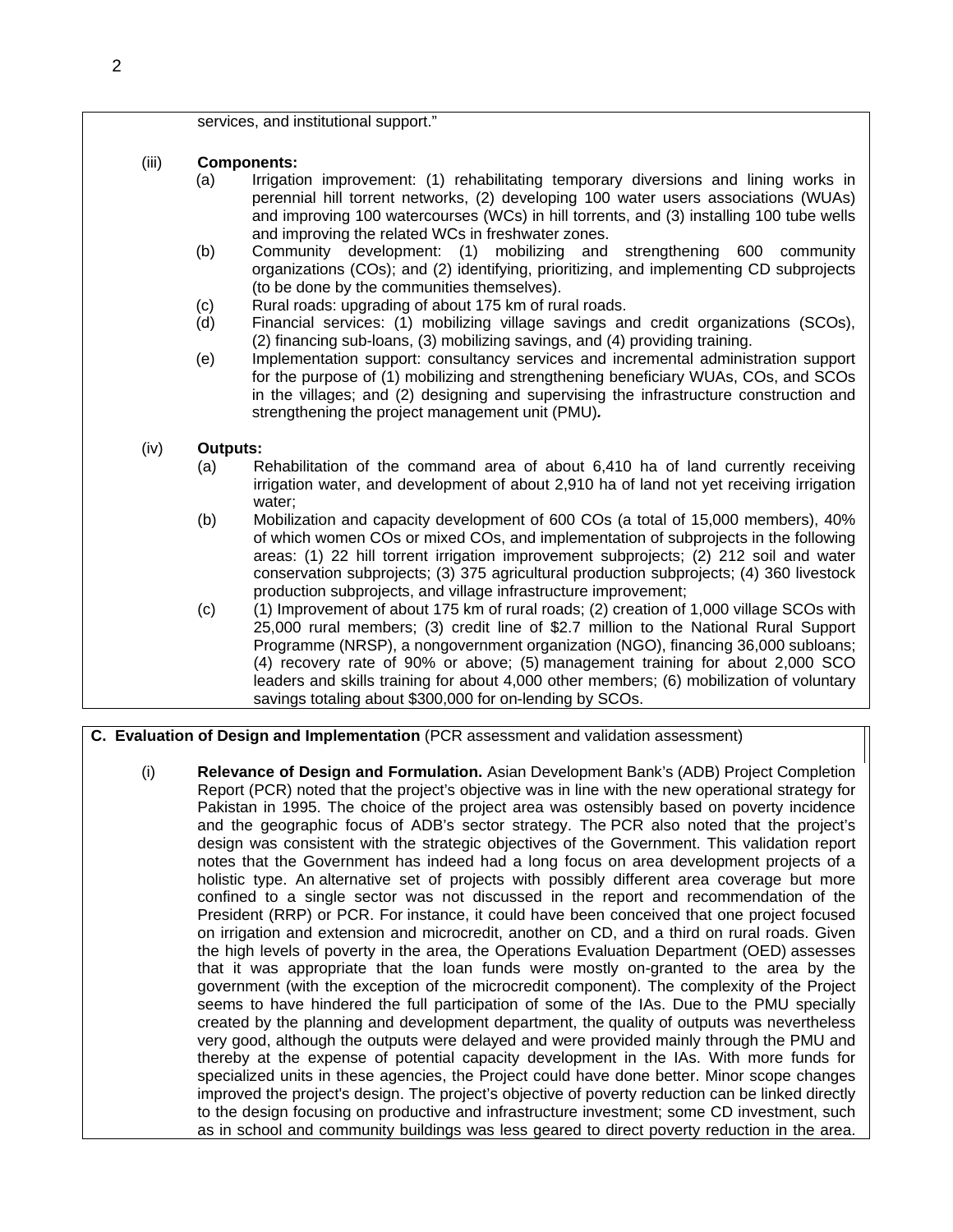services, and institutional support."

(iii) **Components:**

(a) Irrigation improvement: (1) rehabilitating temporary diversions and lining works in perennial hill torrent networks, (2) developing 100 water users associations (WUAs) and improving 100 watercourses (WCs) in hill torrents, and (3) installing 100 tube wells and improving the related WCs in freshwater zones.

(b) Community development: (1) mobilizing and strengthening 600 community organizations (COs); and (2) identifying, prioritizing, and implementing CD subprojects (to be done by the communities themselves).

(c) Rural roads: upgrading of about 175 km of rural roads.

(d) Financial services: (1) mobilizing village savings and credit organizations (SCOs), (2) financing sub-loans, (3) mobilizing savings, and (4) providing training.

(e) Implementation support: consultancy services and incremental administration support for the purpose of (1) mobilizing and strengthening beneficiary WUAs, COs, and SCOs in the villages; and (2) designing and supervising the infrastructure construction and strengthening the project management unit (PMU)***.***

(iv) **Outputs:**

(a) Rehabilitation of the command area of about 6,410 ha of land currently receiving irrigation water, and development of about 2,910 ha of land not yet receiving irrigation water;

(b) Mobilization and capacity development of 600 COs (a total of 15,000 members), 40% of which women COs or mixed COs, and implementation of subprojects in the following areas: (1) 22 hill torrent irrigation improvement subprojects; (2) 212 soil and water conservation subprojects; (3) 375 agricultural production subprojects; (4) 360 livestock production subprojects, and village infrastructure improvement;

(c) (1) Improvement of about 175 km of rural roads; (2) creation of 1,000 village SCOs with 25,000 rural members; (3) credit line of $2.7 million to the National Rural Support Programme (NRSP), a nongovernment organization (NGO), financing 36,000 subloans; (4) recovery rate of 90% or above; (5) management training for about 2,000 SCO leaders and skills training for about 4,000 other members; (6) mobilization of voluntary savings totaling about $300,000 for on-lending by SCOs.

**C. Evaluation of Design and Implementation** (PCR assessment and validation assessment)

(i) **Relevance of Design and Formulation.** Asian Development Bank's (ADB) Project Completion Report (PCR) noted that the project's objective was in line with the new operational strategy for Pakistan in 1995. The choice of the project area was ostensibly based on poverty incidence and the geographic focus of ADB's sector strategy. The PCR also noted that the project's design was consistent with the strategic objectives of the Government. This validation report notes that the Government has indeed had a long focus on area development projects of a holistic type. An alternative set of projects with possibly different area coverage but more confined to a single sector was not discussed in the report and recommendation of the President (RRP) or PCR. For instance, it could have been conceived that one project focused on irrigation and extension and microcredit, another on CD, and a third on rural roads. Given the high levels of poverty in the area, the Operations Evaluation Department (OED) assesses that it was appropriate that the loan funds were mostly on-granted to the area by the government (with the exception of the microcredit component). The complexity of the Project seems to have hindered the full participation of some of the IAs. Due to the PMU specially created by the planning and development department, the quality of outputs was nevertheless very good, although the outputs were delayed and were provided mainly through the PMU and thereby at the expense of potential capacity development in the IAs. With more funds for specialized units in these agencies, the Project could have done better. Minor scope changes improved the project's design. The project's objective of poverty reduction can be linked directly to the design focusing on productive and infrastructure investment; some CD investment, such as in school and community buildings was less geared to direct poverty reduction in the area.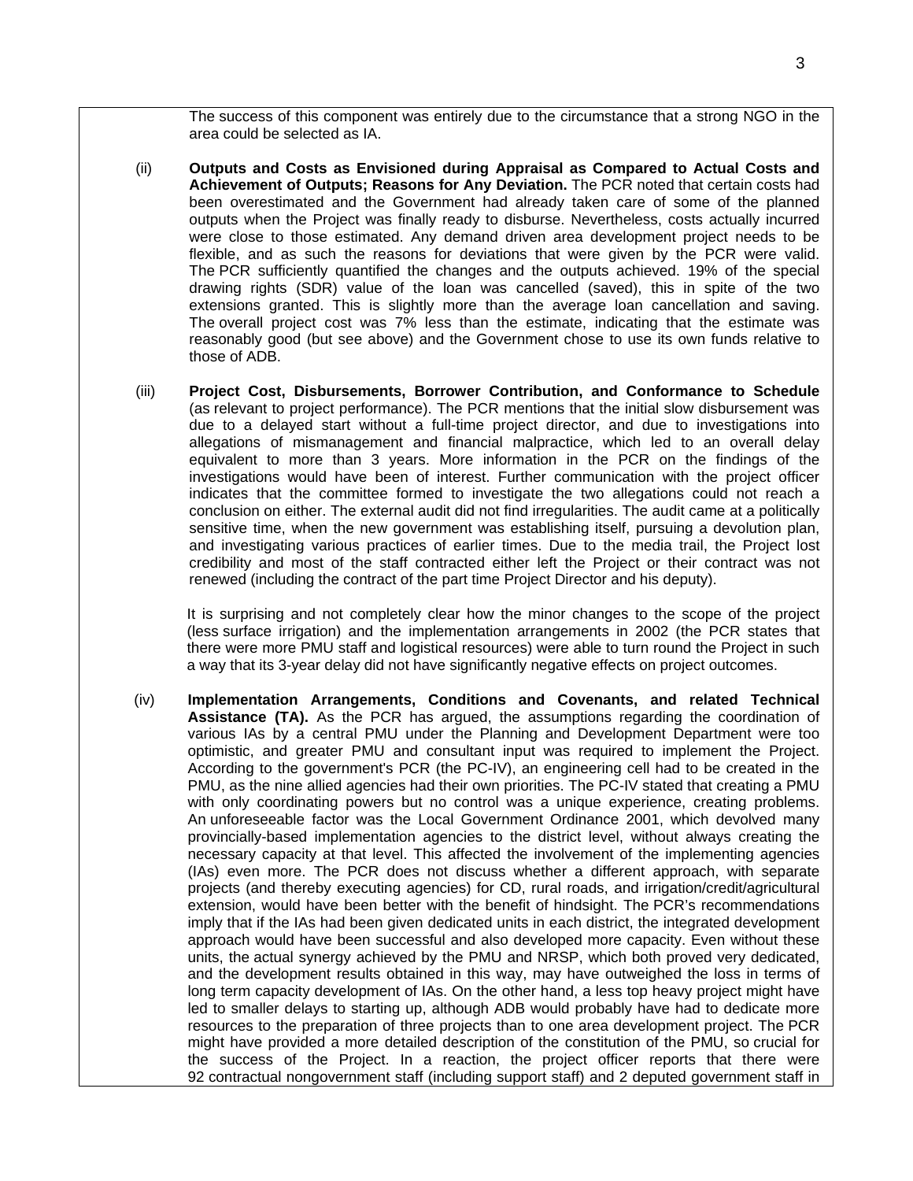The success of this component was entirely due to the circumstance that a strong NGO in the area could be selected as IA.

(ii) **Outputs and Costs as Envisioned during Appraisal as Compared to Actual Costs and Achievement of Outputs; Reasons for Any Deviation.** The PCR noted that certain costs had been overestimated and the Government had already taken care of some of the planned outputs when the Project was finally ready to disburse. Nevertheless, costs actually incurred were close to those estimated. Any demand driven area development project needs to be flexible, and as such the reasons for deviations that were given by the PCR were valid. The PCR sufficiently quantified the changes and the outputs achieved. 19% of the special drawing rights (SDR) value of the loan was cancelled (saved), this in spite of the two extensions granted. This is slightly more than the average loan cancellation and saving. The overall project cost was 7% less than the estimate, indicating that the estimate was reasonably good (but see above) and the Government chose to use its own funds relative to those of ADB.

(iii) **Project Cost, Disbursements, Borrower Contribution, and Conformance to Schedule** (as relevant to project performance). The PCR mentions that the initial slow disbursement was due to a delayed start without a full-time project director, and due to investigations into allegations of mismanagement and financial malpractice, which led to an overall delay equivalent to more than 3 years. More information in the PCR on the findings of the investigations would have been of interest. Further communication with the project officer indicates that the committee formed to investigate the two allegations could not reach a conclusion on either. The external audit did not find irregularities. The audit came at a politically sensitive time, when the new government was establishing itself, pursuing a devolution plan, and investigating various practices of earlier times. Due to the media trail, the Project lost credibility and most of the staff contracted either left the Project or their contract was not renewed (including the contract of the part time Project Director and his deputy).

It is surprising and not completely clear how the minor changes to the scope of the project (less surface irrigation) and the implementation arrangements in 2002 (the PCR states that there were more PMU staff and logistical resources) were able to turn round the Project in such a way that its 3-year delay did not have significantly negative effects on project outcomes.

(iv) **Implementation Arrangements, Conditions and Covenants, and related Technical Assistance (TA).** As the PCR has argued, the assumptions regarding the coordination of various IAs by a central PMU under the Planning and Development Department were too optimistic, and greater PMU and consultant input was required to implement the Project. According to the government's PCR (the PC-IV), an engineering cell had to be created in the PMU, as the nine allied agencies had their own priorities. The PC-IV stated that creating a PMU with only coordinating powers but no control was a unique experience, creating problems. An unforeseeable factor was the Local Government Ordinance 2001, which devolved many provincially-based implementation agencies to the district level, without always creating the necessary capacity at that level. This affected the involvement of the implementing agencies (IAs) even more. The PCR does not discuss whether a different approach, with separate projects (and thereby executing agencies) for CD, rural roads, and irrigation/credit/agricultural extension, would have been better with the benefit of hindsight. The PCR's recommendations imply that if the IAs had been given dedicated units in each district, the integrated development approach would have been successful and also developed more capacity. Even without these units, the actual synergy achieved by the PMU and NRSP, which both proved very dedicated, and the development results obtained in this way, may have outweighed the loss in terms of long term capacity development of IAs. On the other hand, a less top heavy project might have led to smaller delays to starting up, although ADB would probably have had to dedicate more resources to the preparation of three projects than to one area development project. The PCR might have provided a more detailed description of the constitution of the PMU, so crucial for the success of the Project. In a reaction, the project officer reports that there were 92 contractual nongovernment staff (including support staff) and 2 deputed government staff in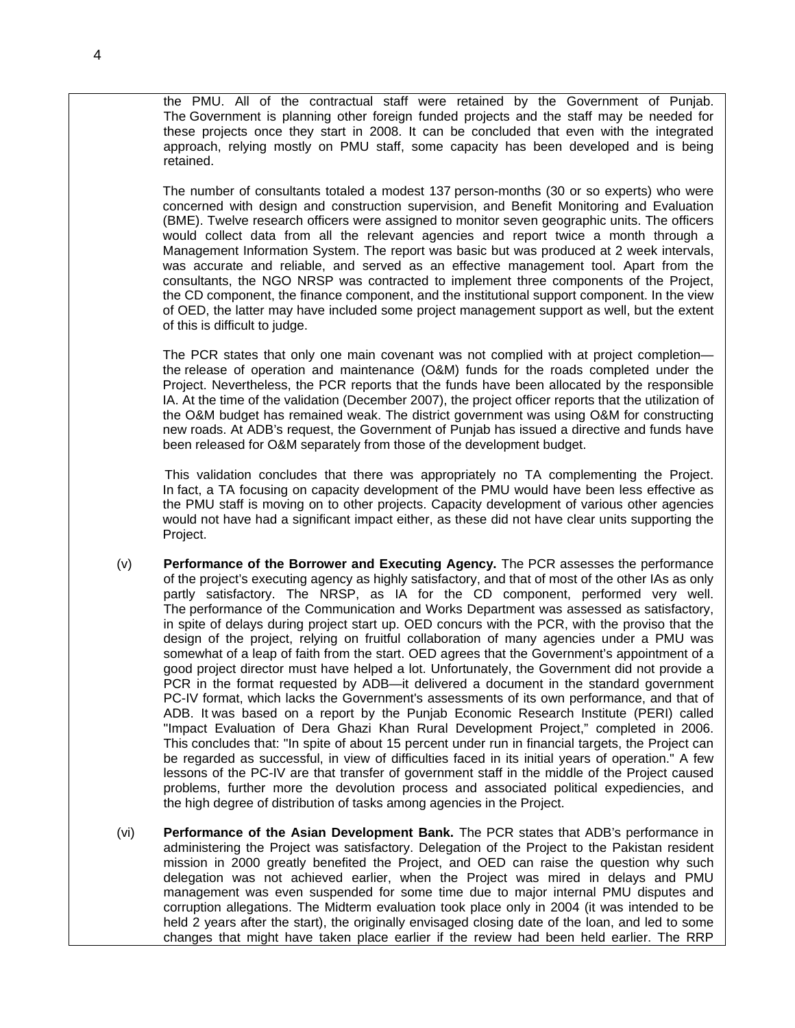the PMU. All of the contractual staff were retained by the Government of Punjab. The Government is planning other foreign funded projects and the staff may be needed for these projects once they start in 2008. It can be concluded that even with the integrated approach, relying mostly on PMU staff, some capacity has been developed and is being retained.

The number of consultants totaled a modest 137 person-months (30 or so experts) who were concerned with design and construction supervision, and Benefit Monitoring and Evaluation (BME). Twelve research officers were assigned to monitor seven geographic units. The officers would collect data from all the relevant agencies and report twice a month through a Management Information System. The report was basic but was produced at 2 week intervals, was accurate and reliable, and served as an effective management tool. Apart from the consultants, the NGO NRSP was contracted to implement three components of the Project, the CD component, the finance component, and the institutional support component. In the view of OED, the latter may have included some project management support as well, but the extent of this is difficult to judge.

The PCR states that only one main covenant was not complied with at project completion—the release of operation and maintenance (O&M) funds for the roads completed under the Project. Nevertheless, the PCR reports that the funds have been allocated by the responsible IA. At the time of the validation (December 2007), the project officer reports that the utilization of the O&M budget has remained weak. The district government was using O&M for constructing new roads. At ADB's request, the Government of Punjab has issued a directive and funds have been released for O&M separately from those of the development budget.

This validation concludes that there was appropriately no TA complementing the Project. In fact, a TA focusing on capacity development of the PMU would have been less effective as the PMU staff is moving on to other projects. Capacity development of various other agencies would not have had a significant impact either, as these did not have clear units supporting the Project.

(v) **Performance of the Borrower and Executing Agency.** The PCR assesses the performance of the project's executing agency as highly satisfactory, and that of most of the other IAs as only partly satisfactory. The NRSP, as IA for the CD component, performed very well. The performance of the Communication and Works Department was assessed as satisfactory, in spite of delays during project start up. OED concurs with the PCR, with the proviso that the design of the project, relying on fruitful collaboration of many agencies under a PMU was somewhat of a leap of faith from the start. OED agrees that the Government's appointment of a good project director must have helped a lot. Unfortunately, the Government did not provide a PCR in the format requested by ADB—it delivered a document in the standard government PC-IV format, which lacks the Government's assessments of its own performance, and that of ADB. It was based on a report by the Punjab Economic Research Institute (PERI) called "Impact Evaluation of Dera Ghazi Khan Rural Development Project," completed in 2006. This concludes that: "In spite of about 15 percent under run in financial targets, the Project can be regarded as successful, in view of difficulties faced in its initial years of operation." A few lessons of the PC-IV are that transfer of government staff in the middle of the Project caused problems, further more the devolution process and associated political expediencies, and the high degree of distribution of tasks among agencies in the Project.

(vi) **Performance of the Asian Development Bank.** The PCR states that ADB's performance in administering the Project was satisfactory. Delegation of the Project to the Pakistan resident mission in 2000 greatly benefited the Project, and OED can raise the question why such delegation was not achieved earlier, when the Project was mired in delays and PMU management was even suspended for some time due to major internal PMU disputes and corruption allegations. The Midterm evaluation took place only in 2004 (it was intended to be held 2 years after the start), the originally envisaged closing date of the loan, and led to some changes that might have taken place earlier if the review had been held earlier. The RRP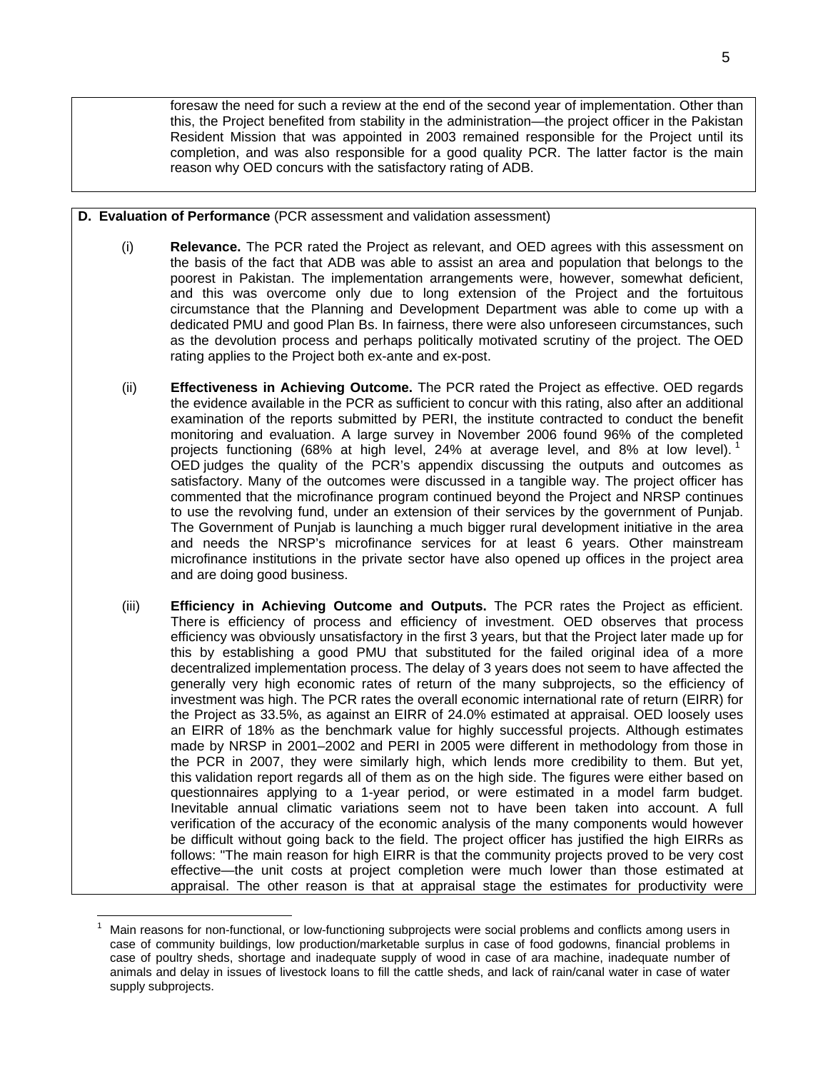foresaw the need for such a review at the end of the second year of implementation. Other than this, the Project benefited from stability in the administration—the project officer in the Pakistan Resident Mission that was appointed in 2003 remained responsible for the Project until its completion, and was also responsible for a good quality PCR. The latter factor is the main reason why OED concurs with the satisfactory rating of ADB.

**D. Evaluation of Performance** (PCR assessment and validation assessment)

(i) **Relevance.** The PCR rated the Project as relevant, and OED agrees with this assessment on the basis of the fact that ADB was able to assist an area and population that belongs to the poorest in Pakistan. The implementation arrangements were, however, somewhat deficient, and this was overcome only due to long extension of the Project and the fortuitous circumstance that the Planning and Development Department was able to come up with a dedicated PMU and good Plan Bs. In fairness, there were also unforeseen circumstances, such as the devolution process and perhaps politically motivated scrutiny of the project. The OED rating applies to the Project both ex-ante and ex-post.

(ii) **Effectiveness in Achieving Outcome.** The PCR rated the Project as effective. OED regards the evidence available in the PCR as sufficient to concur with this rating, also after an additional examination of the reports submitted by PERI, the institute contracted to conduct the benefit monitoring and evaluation. A large survey in November 2006 found 96% of the completed projects functioning (68% at high level, 24% at average level, and 8% at low level).[1] OED judges the quality of the PCR's appendix discussing the outputs and outcomes as satisfactory. Many of the outcomes were discussed in a tangible way. The project officer has commented that the microfinance program continued beyond the Project and NRSP continues to use the revolving fund, under an extension of their services by the government of Punjab. The Government of Punjab is launching a much bigger rural development initiative in the area and needs the NRSP's microfinance services for at least 6 years. Other mainstream microfinance institutions in the private sector have also opened up offices in the project area and are doing good business.

(iii) **Efficiency in Achieving Outcome and Outputs.** The PCR rates the Project as efficient. There is efficiency of process and efficiency of investment. OED observes that process efficiency was obviously unsatisfactory in the first 3 years, but that the Project later made up for this by establishing a good PMU that substituted for the failed original idea of a more decentralized implementation process. The delay of 3 years does not seem to have affected the generally very high economic rates of return of the many subprojects, so the efficiency of investment was high. The PCR rates the overall economic international rate of return (EIRR) for the Project as 33.5%, as against an EIRR of 24.0% estimated at appraisal. OED loosely uses an EIRR of 18% as the benchmark value for highly successful projects. Although estimates made by NRSP in 2001–2002 and PERI in 2005 were different in methodology from those in the PCR in 2007, they were similarly high, which lends more credibility to them. But yet, this validation report regards all of them as on the high side. The figures were either based on questionnaires applying to a 1-year period, or were estimated in a model farm budget. Inevitable annual climatic variations seem not to have been taken into account. A full verification of the accuracy of the economic analysis of the many components would however be difficult without going back to the field. The project officer has justified the high EIRRs as follows: "The main reason for high EIRR is that the community projects proved to be very cost effective—the unit costs at project completion were much lower than those estimated at appraisal. The other reason is that at appraisal stage the estimates for productivity were

[1] Main reasons for non-functional, or low-functioning subprojects were social problems and conflicts among users in case of community buildings, low production/marketable surplus in case of food godowns, financial problems in case of poultry sheds, shortage and inadequate supply of wood in case of ara machine, inadequate number of animals and delay in issues of livestock loans to fill the cattle sheds, and lack of rain/canal water in case of water supply subprojects.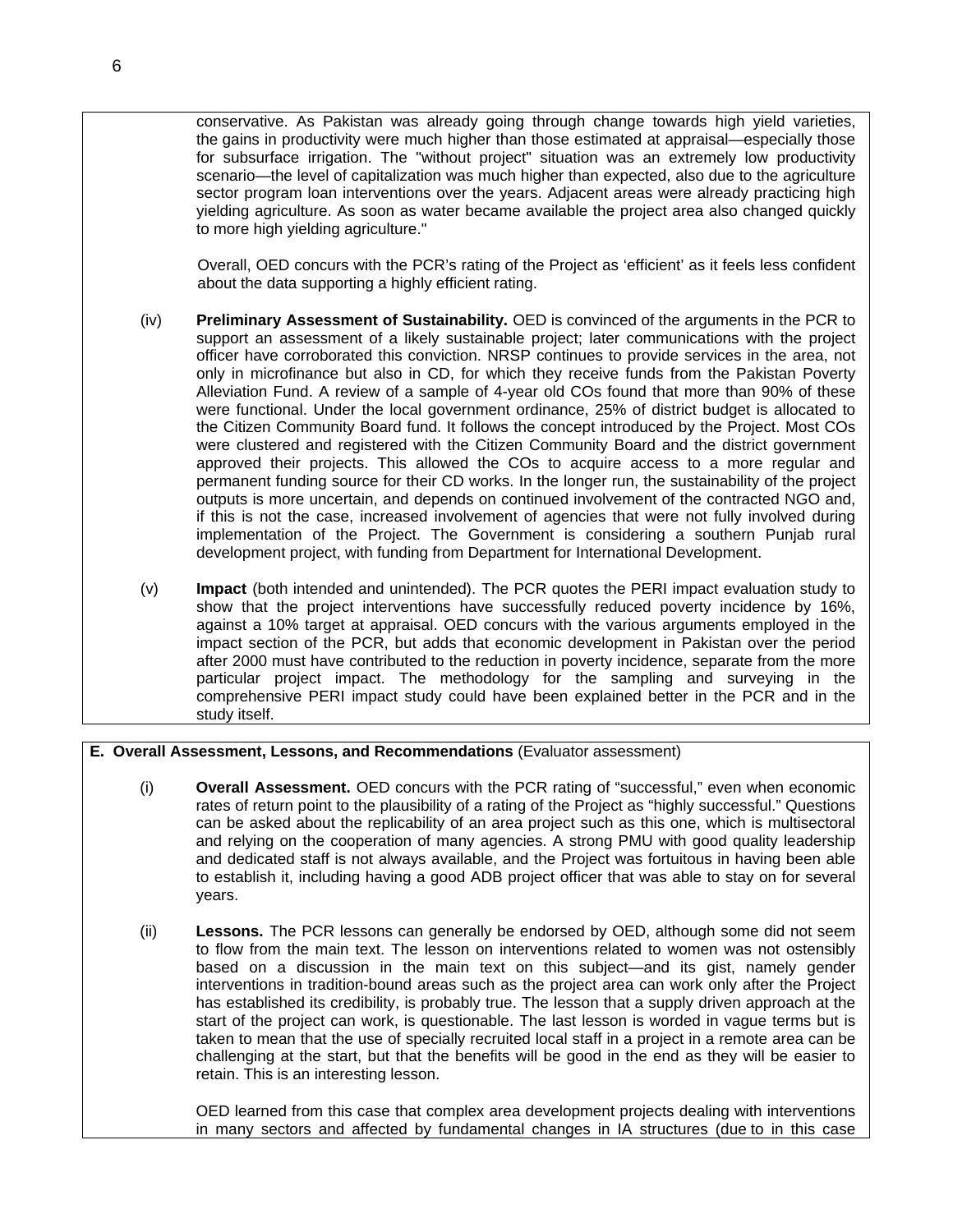conservative. As Pakistan was already going through change towards high yield varieties, the gains in productivity were much higher than those estimated at appraisal—especially those for subsurface irrigation. The "without project" situation was an extremely low productivity scenario—the level of capitalization was much higher than expected, also due to the agriculture sector program loan interventions over the years. Adjacent areas were already practicing high yielding agriculture. As soon as water became available the project area also changed quickly to more high yielding agriculture."

Overall, OED concurs with the PCR's rating of the Project as 'efficient' as it feels less confident about the data supporting a highly efficient rating.

(iv) **Preliminary Assessment of Sustainability.** OED is convinced of the arguments in the PCR to support an assessment of a likely sustainable project; later communications with the project officer have corroborated this conviction. NRSP continues to provide services in the area, not only in microfinance but also in CD, for which they receive funds from the Pakistan Poverty Alleviation Fund. A review of a sample of 4-year old COs found that more than 90% of these were functional. Under the local government ordinance, 25% of district budget is allocated to the Citizen Community Board fund. It follows the concept introduced by the Project. Most COs were clustered and registered with the Citizen Community Board and the district government approved their projects. This allowed the COs to acquire access to a more regular and permanent funding source for their CD works. In the longer run, the sustainability of the project outputs is more uncertain, and depends on continued involvement of the contracted NGO and, if this is not the case, increased involvement of agencies that were not fully involved during implementation of the Project. The Government is considering a southern Punjab rural development project, with funding from Department for International Development.

(v) **Impact** (both intended and unintended). The PCR quotes the PERI impact evaluation study to show that the project interventions have successfully reduced poverty incidence by 16%, against a 10% target at appraisal. OED concurs with the various arguments employed in the impact section of the PCR, but adds that economic development in Pakistan over the period after 2000 must have contributed to the reduction in poverty incidence, separate from the more particular project impact. The methodology for the sampling and surveying in the comprehensive PERI impact study could have been explained better in the PCR and in the study itself.

**E. Overall Assessment, Lessons, and Recommendations** (Evaluator assessment)

(i) **Overall Assessment.** OED concurs with the PCR rating of "successful," even when economic rates of return point to the plausibility of a rating of the Project as "highly successful." Questions can be asked about the replicability of an area project such as this one, which is multisectoral and relying on the cooperation of many agencies. A strong PMU with good quality leadership and dedicated staff is not always available, and the Project was fortuitous in having been able to establish it, including having a good ADB project officer that was able to stay on for several years.

(ii) **Lessons.** The PCR lessons can generally be endorsed by OED, although some did not seem to flow from the main text. The lesson on interventions related to women was not ostensibly based on a discussion in the main text on this subject—and its gist, namely gender interventions in tradition-bound areas such as the project area can work only after the Project has established its credibility, is probably true. The lesson that a supply driven approach at the start of the project can work, is questionable. The last lesson is worded in vague terms but is taken to mean that the use of specially recruited local staff in a project in a remote area can be challenging at the start, but that the benefits will be good in the end as they will be easier to retain. This is an interesting lesson.

OED learned from this case that complex area development projects dealing with interventions in many sectors and affected by fundamental changes in IA structures (due to in this case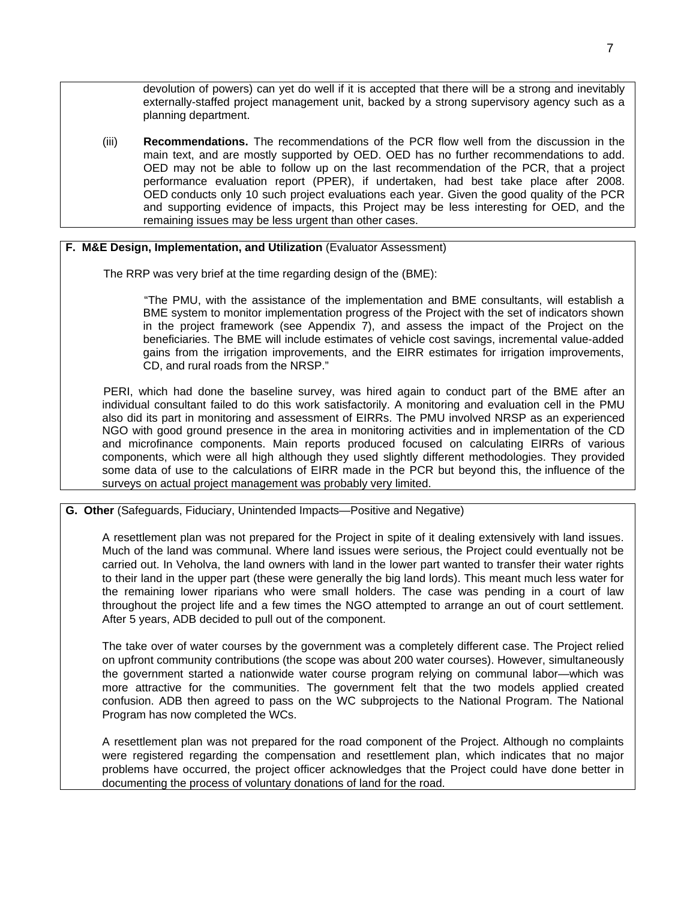devolution of powers) can yet do well if it is accepted that there will be a strong and inevitably externally-staffed project management unit, backed by a strong supervisory agency such as a planning department.

(iii) **Recommendations.** The recommendations of the PCR flow well from the discussion in the main text, and are mostly supported by OED. OED has no further recommendations to add. OED may not be able to follow up on the last recommendation of the PCR, that a project performance evaluation report (PPER), if undertaken, had best take place after 2008. OED conducts only 10 such project evaluations each year. Given the good quality of the PCR and supporting evidence of impacts, this Project may be less interesting for OED, and the remaining issues may be less urgent than other cases.

**F. M&E Design, Implementation, and Utilization** (Evaluator Assessment)

The RRP was very brief at the time regarding design of the (BME):

> "The PMU, with the assistance of the implementation and BME consultants, will establish a BME system to monitor implementation progress of the Project with the set of indicators shown in the project framework (see Appendix 7), and assess the impact of the Project on the beneficiaries. The BME will include estimates of vehicle cost savings, incremental value-added gains from the irrigation improvements, and the EIRR estimates for irrigation improvements, CD, and rural roads from the NRSP."

PERI, which had done the baseline survey, was hired again to conduct part of the BME after an individual consultant failed to do this work satisfactorily. A monitoring and evaluation cell in the PMU also did its part in monitoring and assessment of EIRRs. The PMU involved NRSP as an experienced NGO with good ground presence in the area in monitoring activities and in implementation of the CD and microfinance components. Main reports produced focused on calculating EIRRs of various components, which were all high although they used slightly different methodologies. They provided some data of use to the calculations of EIRR made in the PCR but beyond this, the influence of the surveys on actual project management was probably very limited.

**G. Other** (Safeguards, Fiduciary, Unintended Impacts—Positive and Negative)

A resettlement plan was not prepared for the Project in spite of it dealing extensively with land issues. Much of the land was communal. Where land issues were serious, the Project could eventually not be carried out. In Veholva, the land owners with land in the lower part wanted to transfer their water rights to their land in the upper part (these were generally the big land lords). This meant much less water for the remaining lower riparians who were small holders. The case was pending in a court of law throughout the project life and a few times the NGO attempted to arrange an out of court settlement. After 5 years, ADB decided to pull out of the component.

The take over of water courses by the government was a completely different case. The Project relied on upfront community contributions (the scope was about 200 water courses). However, simultaneously the government started a nationwide water course program relying on communal labor—which was more attractive for the communities. The government felt that the two models applied created confusion. ADB then agreed to pass on the WC subprojects to the National Program. The National Program has now completed the WCs.

A resettlement plan was not prepared for the road component of the Project. Although no complaints were registered regarding the compensation and resettlement plan, which indicates that no major problems have occurred, the project officer acknowledges that the Project could have done better in documenting the process of voluntary donations of land for the road.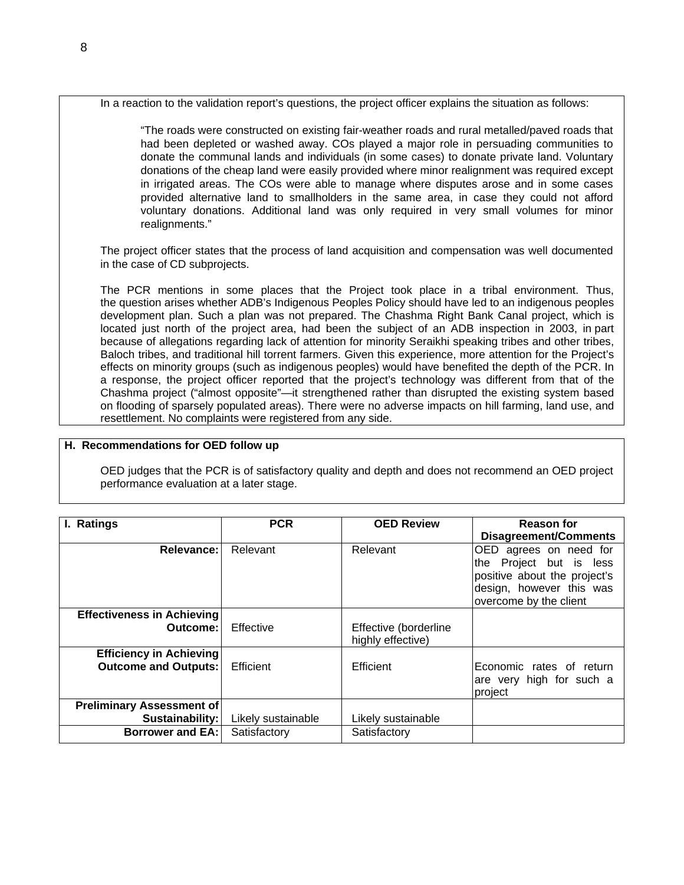In a reaction to the validation report's questions, the project officer explains the situation as follows:

> "The roads were constructed on existing fair-weather roads and rural metalled/paved roads that had been depleted or washed away. COs played a major role in persuading communities to donate the communal lands and individuals (in some cases) to donate private land. Voluntary donations of the cheap land were easily provided where minor realignment was required except in irrigated areas. The COs were able to manage where disputes arose and in some cases provided alternative land to smallholders in the same area, in case they could not afford voluntary donations. Additional land was only required in very small volumes for minor realignments."

The project officer states that the process of land acquisition and compensation was well documented in the case of CD subprojects.

The PCR mentions in some places that the Project took place in a tribal environment. Thus, the question arises whether ADB's Indigenous Peoples Policy should have led to an indigenous peoples development plan. Such a plan was not prepared. The Chashma Right Bank Canal project, which is located just north of the project area, had been the subject of an ADB inspection in 2003, in part because of allegations regarding lack of attention for minority Seraikhi speaking tribes and other tribes, Baloch tribes, and traditional hill torrent farmers. Given this experience, more attention for the Project's effects on minority groups (such as indigenous peoples) would have benefited the depth of the PCR. In a response, the project officer reported that the project's technology was different from that of the Chashma project ("almost opposite"—it strengthened rather than disrupted the existing system based on flooding of sparsely populated areas). There were no adverse impacts on hill farming, land use, and resettlement. No complaints were registered from any side.

## H. Recommendations for OED follow up

OED judges that the PCR is of satisfactory quality and depth and does not recommend an OED project performance evaluation at a later stage.

| I. Ratings | PCR | OED Review | Reason for Disagreement/Comments |
|---|---|---|---|
| Relevance: | Relevant | Relevant | OED agrees on need for the Project but is less positive about the project's design, however this was overcome by the client |
| Effectiveness in Achieving Outcome: | Effective | Effective (borderline highly effective) | |
| Efficiency in Achieving Outcome and Outputs: | Efficient | Efficient | Economic rates of return are very high for such a project |
| Preliminary Assessment of Sustainability: | Likely sustainable | Likely sustainable | |
| Borrower and EA: | Satisfactory | Satisfactory | |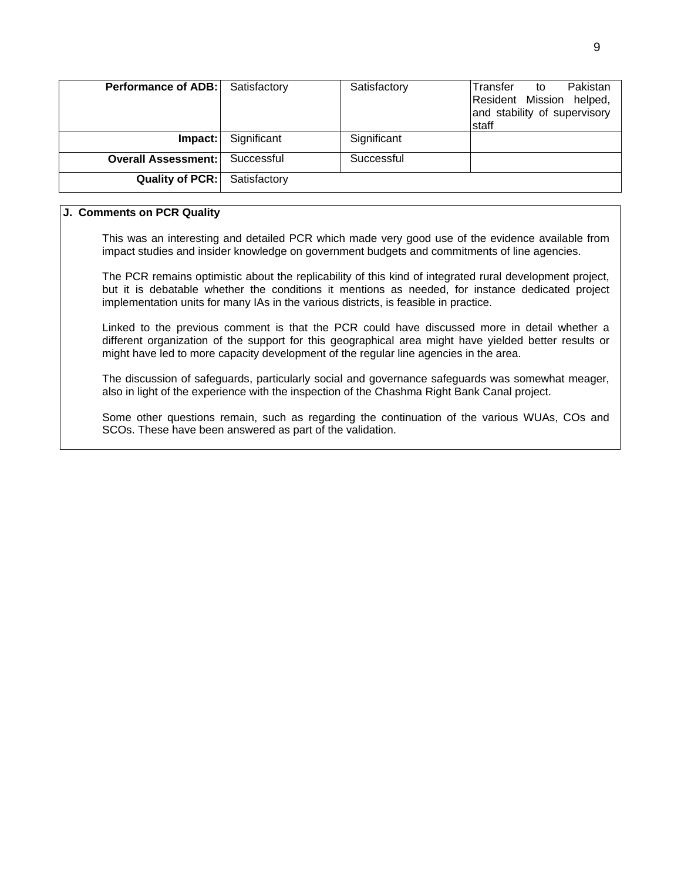| | | | |
|---|---|---|---|
| **Performance of ADB:** | Satisfactory | Satisfactory | Transfer to Pakistan Resident Mission helped, and stability of supervisory staff |
| **Impact:** | Significant | Significant | |
| **Overall Assessment:** | Successful | Successful | |
| **Quality of PCR:** | Satisfactory | | |

**J. Comments on PCR Quality**

This was an interesting and detailed PCR which made very good use of the evidence available from impact studies and insider knowledge on government budgets and commitments of line agencies.

The PCR remains optimistic about the replicability of this kind of integrated rural development project, but it is debatable whether the conditions it mentions as needed, for instance dedicated project implementation units for many IAs in the various districts, is feasible in practice.

Linked to the previous comment is that the PCR could have discussed more in detail whether a different organization of the support for this geographical area might have yielded better results or might have led to more capacity development of the regular line agencies in the area.

The discussion of safeguards, particularly social and governance safeguards was somewhat meager, also in light of the experience with the inspection of the Chashma Right Bank Canal project.

Some other questions remain, such as regarding the continuation of the various WUAs, COs and SCOs. These have been answered as part of the validation.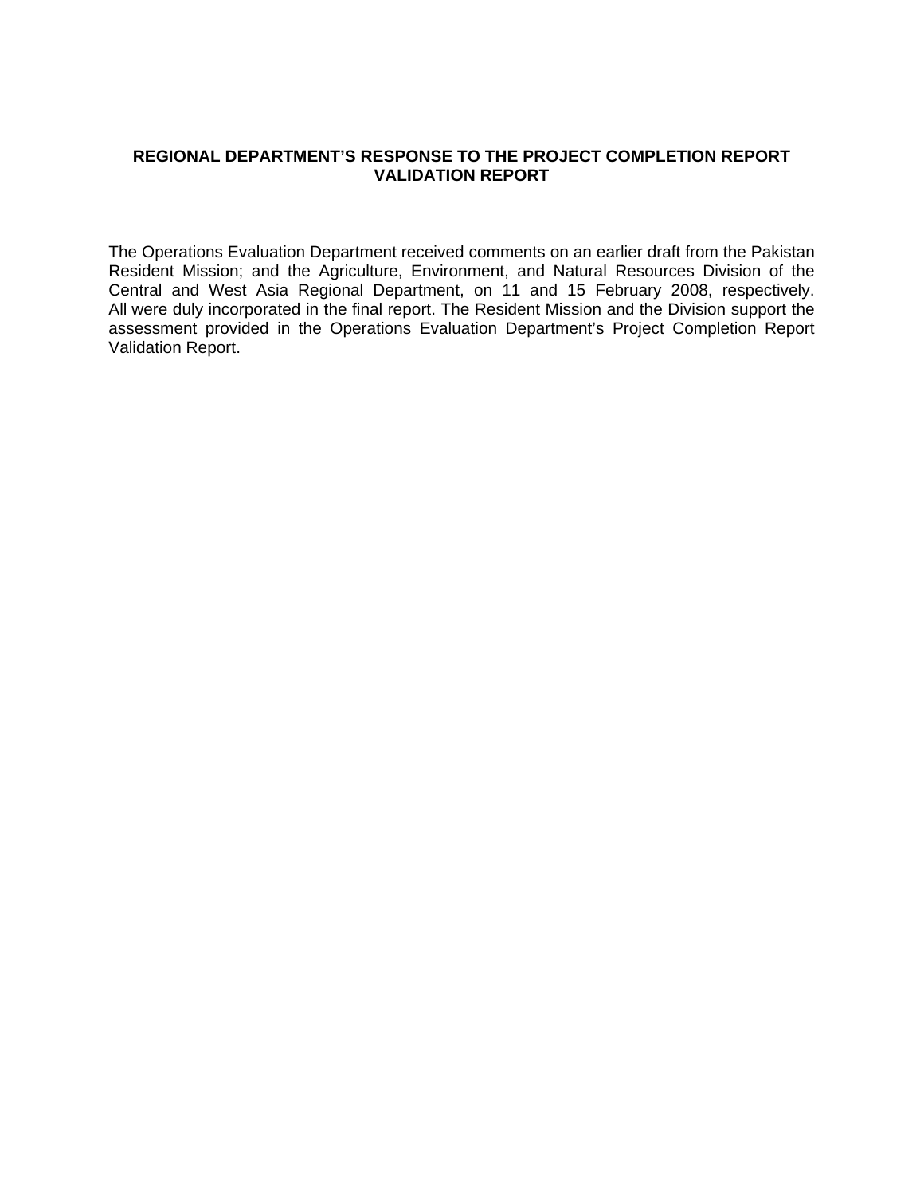## REGIONAL DEPARTMENT'S RESPONSE TO THE PROJECT COMPLETION REPORT VALIDATION REPORT

The Operations Evaluation Department received comments on an earlier draft from the Pakistan Resident Mission; and the Agriculture, Environment, and Natural Resources Division of the Central and West Asia Regional Department, on 11 and 15 February 2008, respectively. All were duly incorporated in the final report. The Resident Mission and the Division support the assessment provided in the Operations Evaluation Department's Project Completion Report Validation Report.